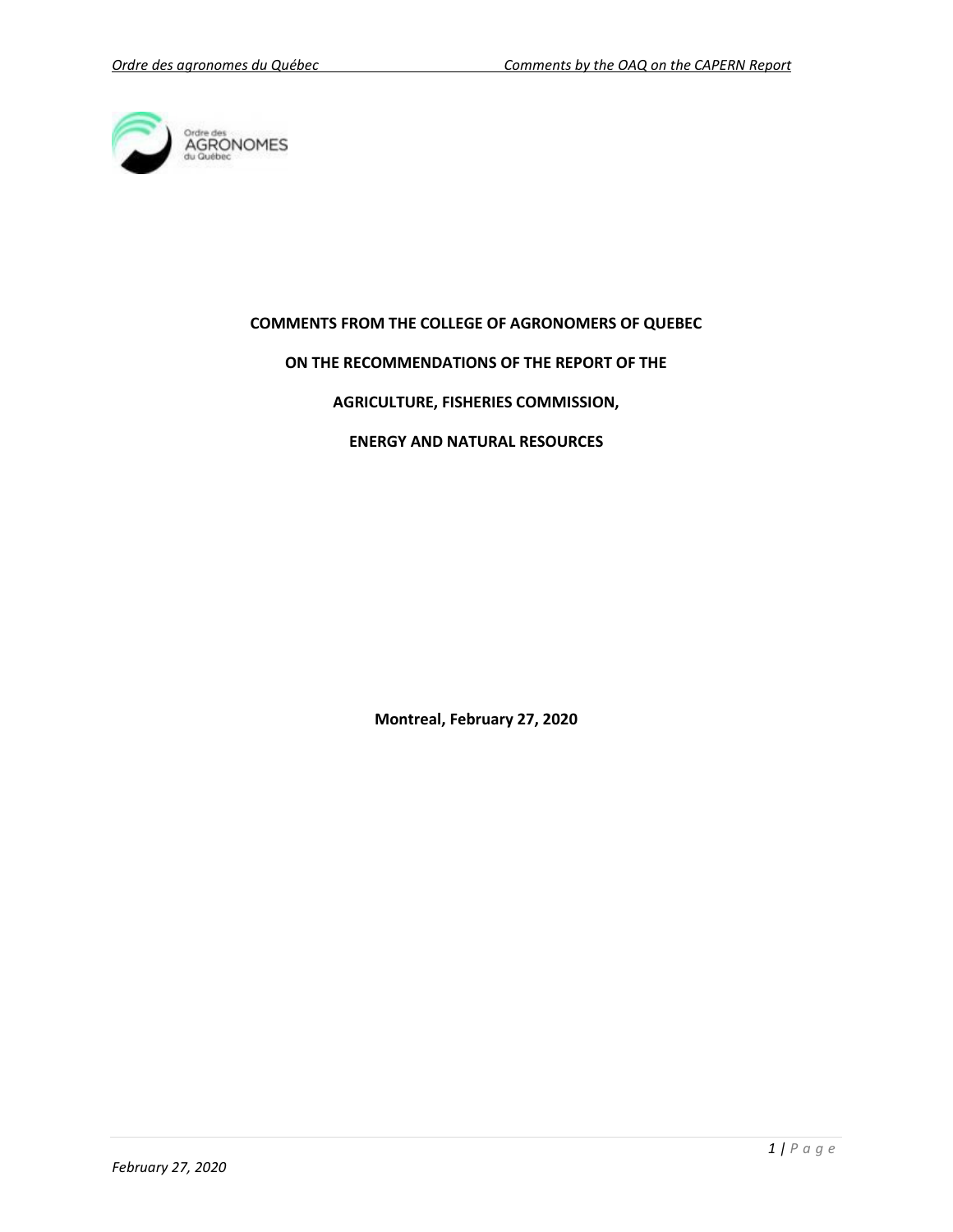**COMMENTS FROM THE COLLEGE OF AGRONOMERS OF QUEBEC**

**ON THE RECOMMENDATIONS OF THE REPORT OF THE**

**AGRICULTURE, FISHERIES COMMISSION,**

**ENERGY AND NATURAL RESOURCES**

**Montreal, February 27, 2020**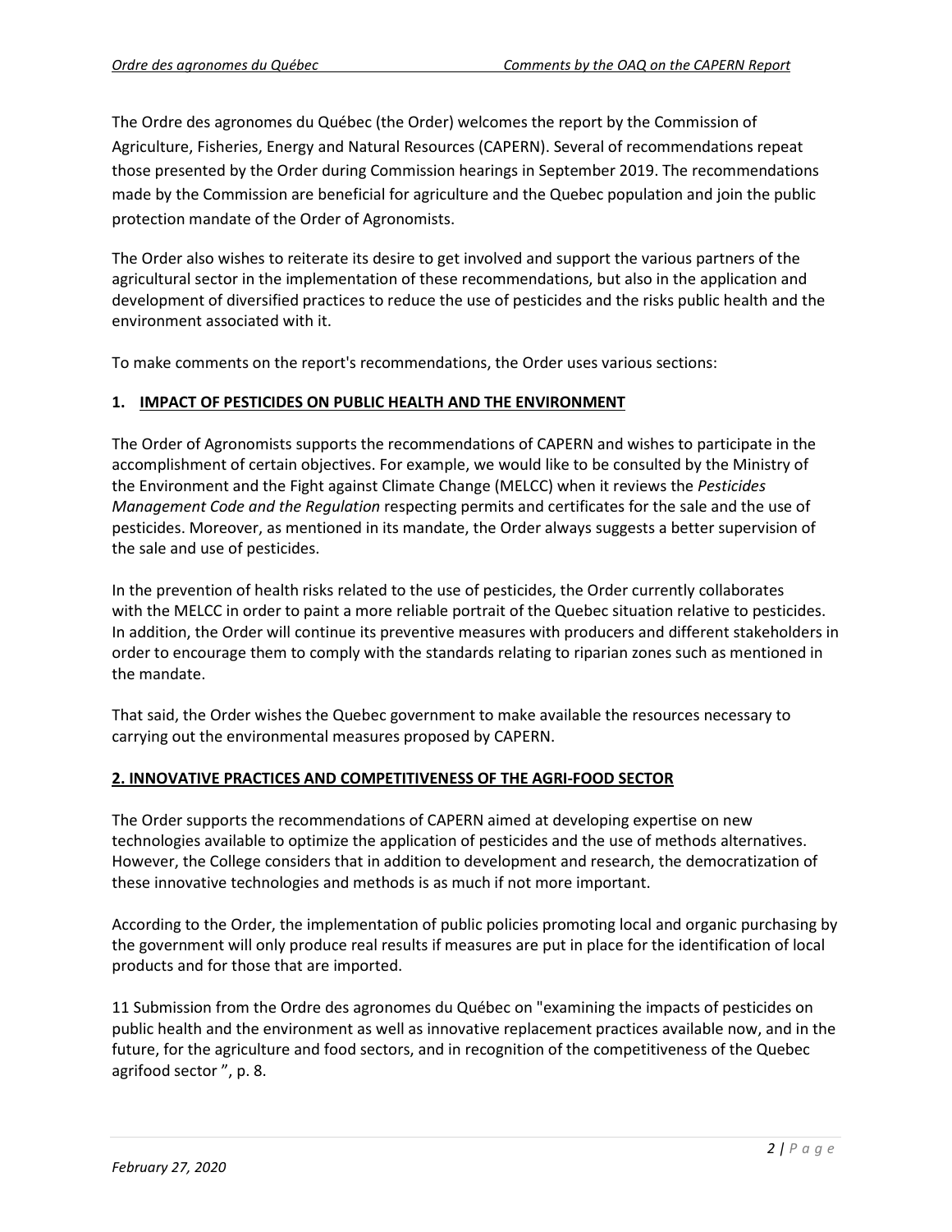The Ordre des agronomes du Québec (the Order) welcomes the report by the Commission of Agriculture, Fisheries, Energy and Natural Resources (CAPERN). Several of recommendations repeat those presented by the Order during Commission hearings in September 2019. The recommendations made by the Commission are beneficial for agriculture and the Quebec population and join the public protection mandate of the Order of Agronomists.

The Order also wishes to reiterate its desire to get involved and support the various partners of the agricultural sector in the implementation of these recommendations, but also in the application and development of diversified practices to reduce the use of pesticides and the risks public health and the environment associated with it.

To make comments on the report's recommendations, the Order uses various sections:

## 1. IMPACT OF PESTICIDES ON PUBLIC HEALTH AND THE ENVIRONMENT

The Order of Agronomists supports the recommendations of CAPERN and wishes to participate in the accomplishment of certain objectives. For example, we would like to be consulted by the Ministry of the Environment and the Fight against Climate Change (MELCC) when it reviews the *Pesticides Management Code and the Regulation* respecting permits and certificates for the sale and the use of pesticides. Moreover, as mentioned in its mandate, the Order always suggests a better supervision of the sale and use of pesticides.

In the prevention of health risks related to the use of pesticides, the Order currently collaborates with the MELCC in order to paint a more reliable portrait of the Quebec situation relative to pesticides. In addition, the Order will continue its preventive measures with producers and different stakeholders in order to encourage them to comply with the standards relating to riparian zones such as mentioned in the mandate.

That said, the Order wishes the Quebec government to make available the resources necessary to carrying out the environmental measures proposed by CAPERN.

## 2. INNOVATIVE PRACTICES AND COMPETITIVENESS OF THE AGRI-FOOD SECTOR

The Order supports the recommendations of CAPERN aimed at developing expertise on new technologies available to optimize the application of pesticides and the use of methods alternatives. However, the College considers that in addition to development and research, the democratization of these innovative technologies and methods is as much if not more important.

According to the Order, the implementation of public policies promoting local and organic purchasing by the government will only produce real results if measures are put in place for the identification of local products and for those that are imported.

11 Submission from the Ordre des agronomes du Québec on "examining the impacts of pesticides on public health and the environment as well as innovative replacement practices available now, and in the future, for the agriculture and food sectors, and in recognition of the competitiveness of the Quebec agrifood sector ", p. 8.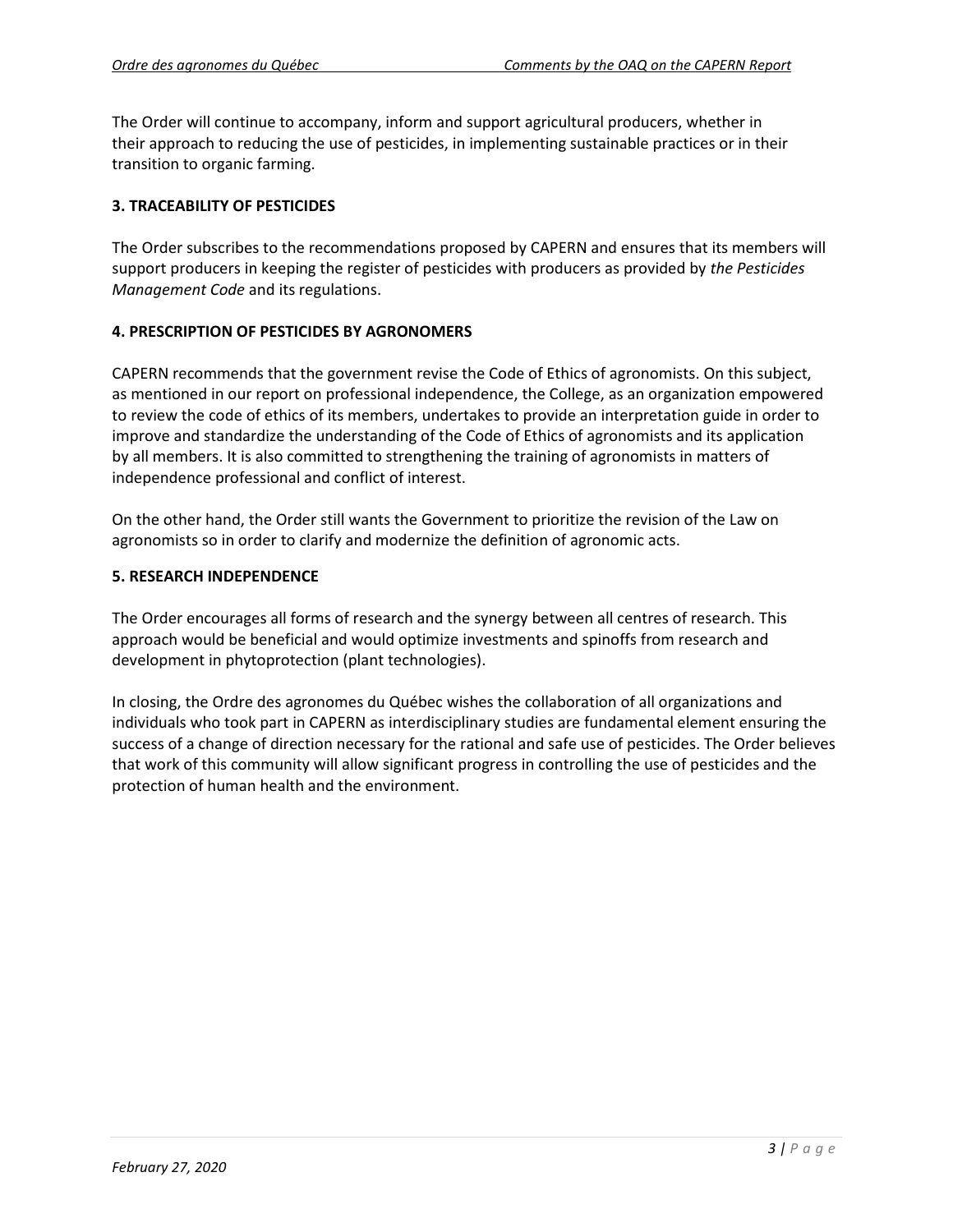The Order will continue to accompany, inform and support agricultural producers, whether in their approach to reducing the use of pesticides, in implementing sustainable practices or in their transition to organic farming.

## 3. TRACEABILITY OF PESTICIDES

The Order subscribes to the recommendations proposed by CAPERN and ensures that its members will support producers in keeping the register of pesticides with producers as provided by *the Pesticides Management Code* and its regulations.

## 4. PRESCRIPTION OF PESTICIDES BY AGRONOMERS

CAPERN recommends that the government revise the Code of Ethics of agronomists. On this subject, as mentioned in our report on professional independence, the College, as an organization empowered to review the code of ethics of its members, undertakes to provide an interpretation guide in order to improve and standardize the understanding of the Code of Ethics of agronomists and its application by all members. It is also committed to strengthening the training of agronomists in matters of independence professional and conflict of interest.

On the other hand, the Order still wants the Government to prioritize the revision of the Law on agronomists so in order to clarify and modernize the definition of agronomic acts.

## 5. RESEARCH INDEPENDENCE

The Order encourages all forms of research and the synergy between all centres of research. This approach would be beneficial and would optimize investments and spinoffs from research and development in phytoprotection (plant technologies).

In closing, the Ordre des agronomes du Québec wishes the collaboration of all organizations and individuals who took part in CAPERN as interdisciplinary studies are fundamental element ensuring the success of a change of direction necessary for the rational and safe use of pesticides. The Order believes that work of this community will allow significant progress in controlling the use of pesticides and the protection of human health and the environment.

*February 27, 2020*